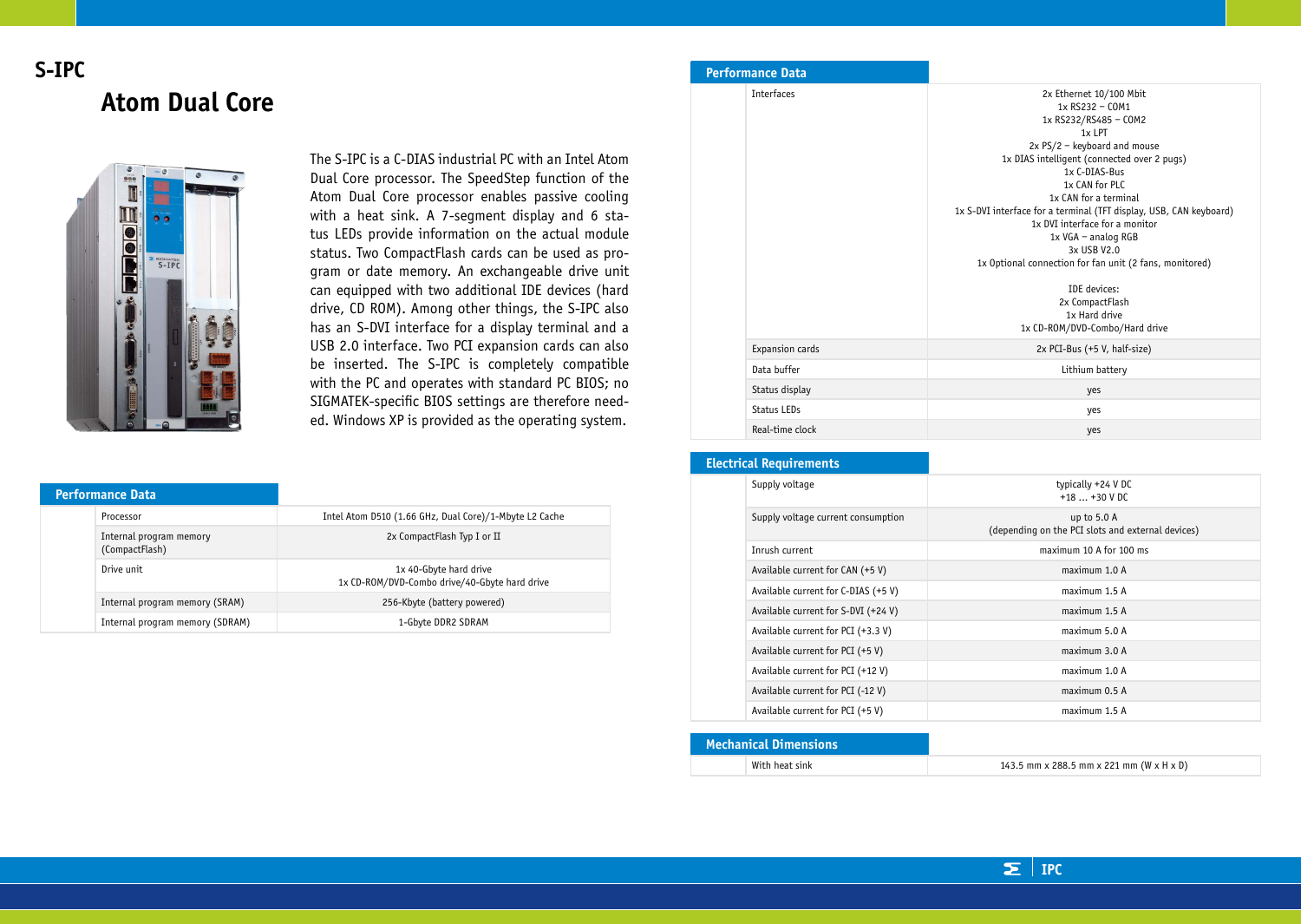# S-IPC

## Atom Dual Core

The S-IPC is a C-DIAS industrial PC with an Intel Atom Dual Core processor. The SpeedStep function of the Atom Dual Core processor enables passive cooling with a heat sink. A 7-segment display and 6 status LEDs provide information on the actual module status. Two CompactFlash cards can be used as program or date memory. An exchangeable drive unit can equipped with two additional IDE devices (hard drive, CD ROM). Among other things, the S-IPC also has an S-DVI interface for a display terminal and a USB 2.0 interface. Two PCI expansion cards can also be inserted. The S-IPC is completely compatible with the PC and operates with standard PC BIOS; no SIGMATEK-specific BIOS settings are therefore needed. Windows XP is provided as the operating system.

### Performance Data

| | |
|---|---|
| Processor | Intel Atom D510 (1.66 GHz, Dual Core)/1-Mbyte L2 Cache |
| Internal program memory (CompactFlash) | 2x CompactFlash Typ I or II |
| Drive unit | 1x 40-Gbyte hard drive<br>1x CD-ROM/DVD-Combo drive/40-Gbyte hard drive |
| Internal program memory (SRAM) | 256-Kbyte (battery powered) |
| Internal program memory (SDRAM) | 1-Gbyte DDR2 SDRAM |

### Performance Data

| | |
|---|---|
| Interfaces | 2x Ethernet 10/100 Mbit<br>1x RS232 – COM1<br>1x RS232/RS485 – COM2<br>1x LPT<br>2x PS/2 – keyboard and mouse<br>1x DIAS intelligent (connected over 2 pugs)<br>1x C-DIAS-Bus<br>1x CAN for PLC<br>1x CAN for a terminal<br>1x S-DVI interface for a terminal (TFT display, USB, CAN keyboard)<br>1x DVI interface for a monitor<br>1x VGA – analog RGB<br>3x USB V2.0<br>1x Optional connection for fan unit (2 fans, monitored)<br><br>IDE devices:<br>2x CompactFlash<br>1x Hard drive<br>1x CD-ROM/DVD-Combo/Hard drive |
| Expansion cards | 2x PCI-Bus (+5 V, half-size) |
| Data buffer | Lithium battery |
| Status display | yes |
| Status LEDs | yes |
| Real-time clock | yes |

### Electrical Requirements

| | |
|---|---|
| Supply voltage | typically +24 V DC<br>+18 ... +30 V DC |
| Supply voltage current consumption | up to 5.0 A<br>(depending on the PCI slots and external devices) |
| Inrush current | maximum 10 A for 100 ms |
| Available current for CAN (+5 V) | maximum 1.0 A |
| Available current for C-DIAS (+5 V) | maximum 1.5 A |
| Available current for S-DVI (+24 V) | maximum 1.5 A |
| Available current for PCI (+3.3 V) | maximum 5.0 A |
| Available current for PCI (+5 V) | maximum 3.0 A |
| Available current for PCI (+12 V) | maximum 1.0 A |
| Available current for PCI (-12 V) | maximum 0.5 A |
| Available current for PCI (+5 V) | maximum 1.5 A |

### Mechanical Dimensions

| | |
|---|---|
| With heat sink | 143.5 mm x 288.5 mm x 221 mm (W x H x D) |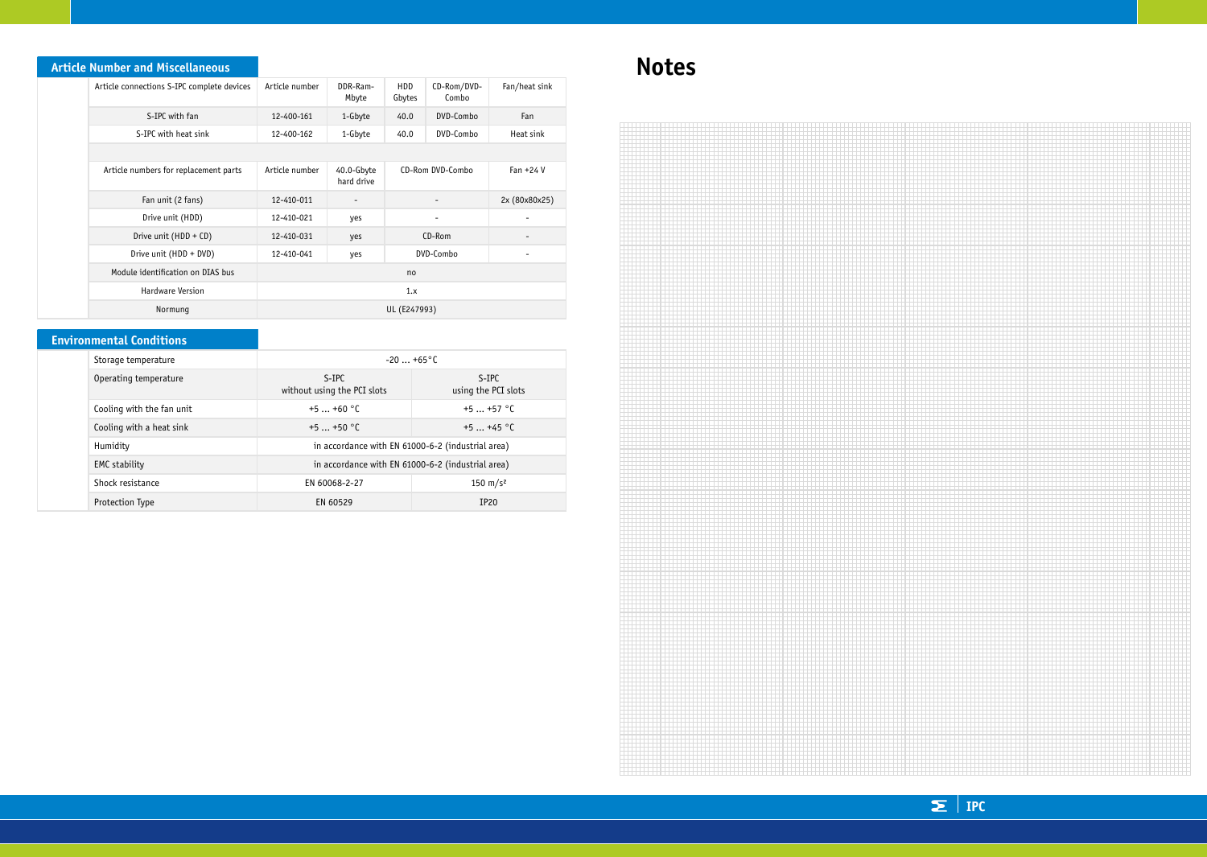## Article Number and Miscellaneous

| Article connections S-IPC complete devices | Article number | DDR-Ram-Mbyte | HDD Gbytes | CD-Rom/DVD-Combo | Fan/heat sink |
|---|---|---|---|---|---|
| S-IPC with fan | 12-400-161 | 1-Gbyte | 40.0 | DVD-Combo | Fan |
| S-IPC with heat sink | 12-400-162 | 1-Gbyte | 40.0 | DVD-Combo | Heat sink |
| | | | | | |
| Article numbers for replacement parts | Article number | 40.0-Gbyte hard drive | CD-Rom DVD-Combo | | Fan +24 V |
| Fan unit (2 fans) | 12-410-011 | - | - | | 2x (80x80x25) |
| Drive unit (HDD) | 12-410-021 | yes | - | | - |
| Drive unit (HDD + CD) | 12-410-031 | yes | CD-Rom | | - |
| Drive unit (HDD + DVD) | 12-410-041 | yes | DVD-Combo | | - |
| Module identification on DIAS bus | no | | | | |
| Hardware Version | 1.x | | | | |
| Normung | UL (E247993) | | | | |

## Environmental Conditions

| | | |
|---|---|---|
| Storage temperature | -20 ... +65°C | |
| Operating temperature | S-IPC without using the PCI slots | S-IPC using the PCI slots |
| Cooling with the fan unit | +5 ... +60 °C | +5 ... +57 °C |
| Cooling with a heat sink | +5 ... +50 °C | +5 ... +45 °C |
| Humidity | in accordance with EN 61000-6-2 (industrial area) | |
| EMC stability | in accordance with EN 61000-6-2 (industrial area) | |
| Shock resistance | EN 60068-2-27 | 150 m/s² |
| Protection Type | EN 60529 | IP20 |

# Notes